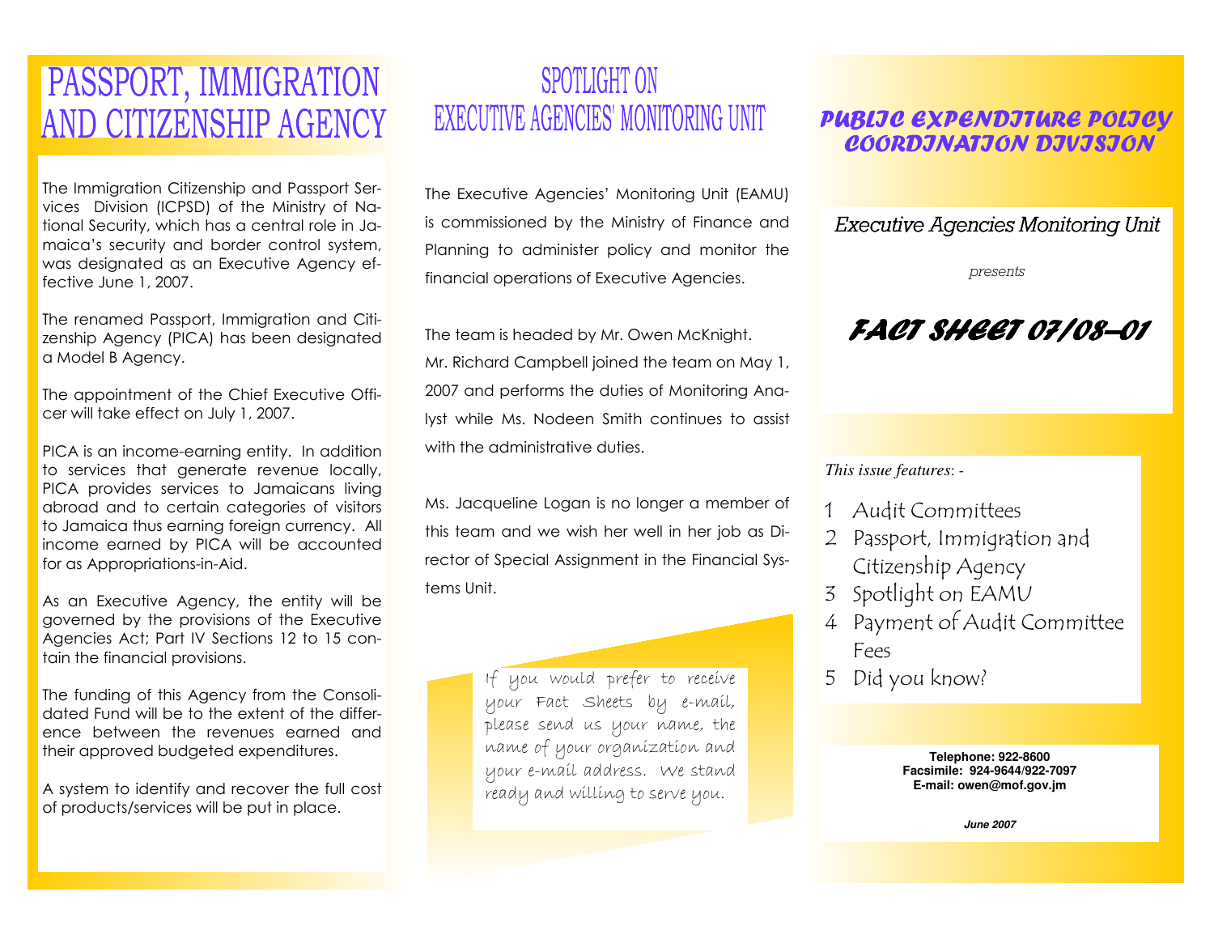# PASSPORT, IMMIGRATION AND CITIZENSHIP AGENCY

The Immigration Citizenship and Passport Services Division (ICPSD) of the Ministry of National Security, which has a central role in Jamaica's security and border control system, was designated as an Executive Agency effective June 1, 2007.

The renamed Passport, Immigration and Citizenship Agency (PICA) has been designated a Model B Agency.

The appointment of the Chief Executive Officer will take effect on July 1, 2007.

PICA is an income-earning entity. In addition to services that generate revenue locally, PICA provides services to Jamaicans living abroad and to certain categories of visitors to Jamaica thus earning foreign currency. All income earned by PICA will be accounted for as Appropriations-in-Aid.

As an Executive Agency, the entity will be governed by the provisions of the Executive Agencies Act; Part IV Sections 12 to 15 contain the financial provisions.

The funding of this Agency from the Consolidated Fund will be to the extent of the difference between the revenues earned and their approved budgeted expenditures.

A system to identify and recover the full cost of products/services will be put in place.

# SPOTLIGHT ON EXECUTIVE AGENCIES' MONITORING UNIT

The Executive Agencies' Monitoring Unit (EAMU) is commissioned by the Ministry of Finance and Planning to administer policy and monitor the financial operations of Executive Agencies.

The team is headed by Mr. Owen McKnight. Mr. Richard Campbell joined the team on May 1, 2007 and performs the duties of Monitoring Analyst while Ms. Nodeen Smith continues to assist with the administrative duties.

Ms. Jacqueline Logan is no longer a member of this team and we wish her well in her job as Director of Special Assignment in the Financial Systems Unit.

*If you would prefer to receive your Fact Sheets by e-mail, please send us your name, the name of your organization and your e-mail address. We stand ready and willing to serve you.*

# PUBLIC EXPENDITURE POLICY COORDINATION DIVISION

*Executive Agencies Monitoring Unit*

*presents*

## FACT SHEET 07/08—01

*This issue features*: -

1. Audit Committees
2. Passport, Immigration and Citizenship Agency
3. Spotlight on EAMU
4. Payment of Audit Committee Fees
5. Did you know?

**Telephone: 922-8600**
**Facsimile: 924-9644/922-7097**
**E-mail: owen@mof.gov.jm**

***June 2007***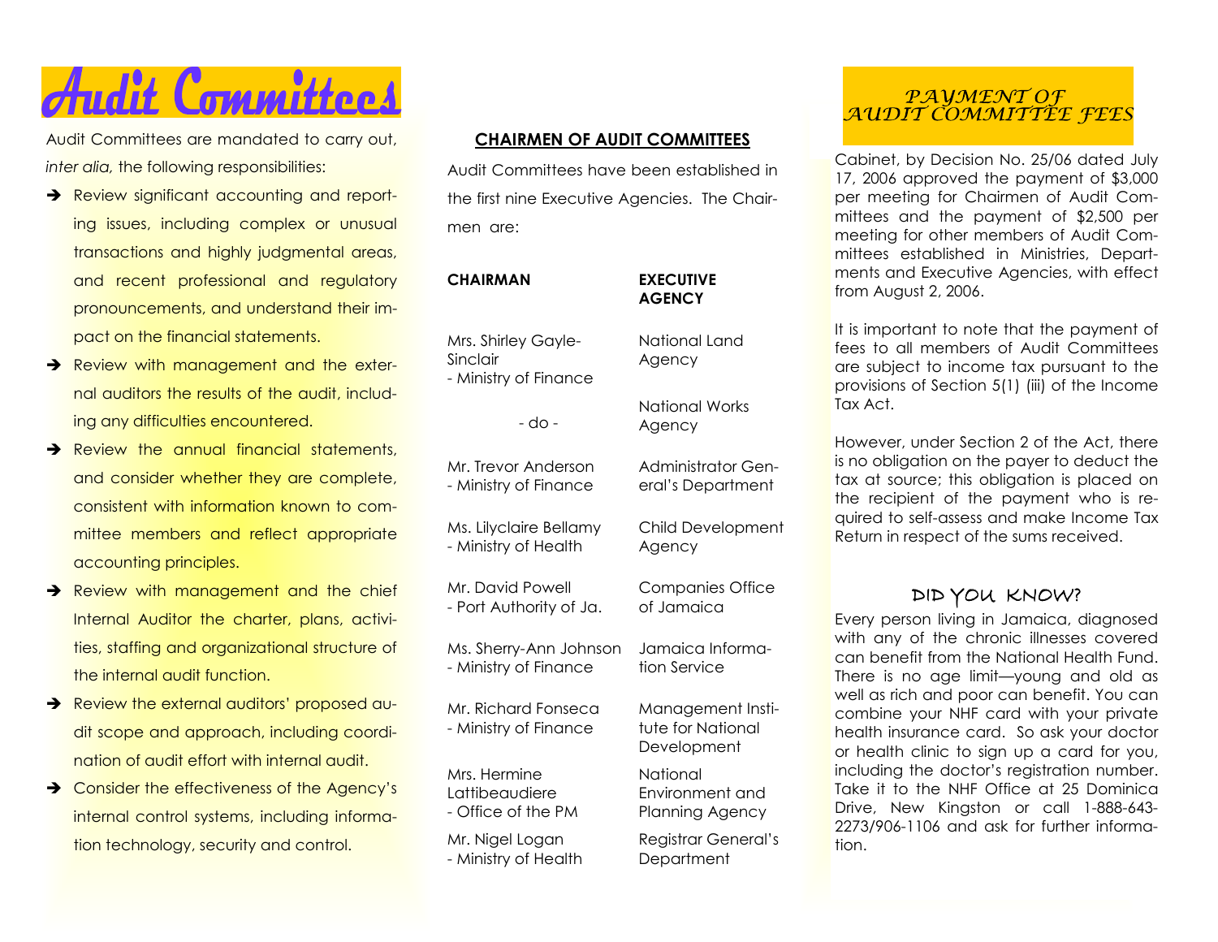# Audit Committees

Audit Committees are mandated to carry out, *inter alia,* the following responsibilities:

- Review significant accounting and reporting issues, including complex or unusual transactions and highly judgmental areas, and recent professional and regulatory pronouncements, and understand their impact on the financial statements.
- Review with management and the external auditors the results of the audit, including any difficulties encountered.
- Review the annual financial statements, and consider whether they are complete, consistent with information known to committee members and reflect appropriate accounting principles.
- Review with management and the chief Internal Auditor the charter, plans, activities, staffing and organizational structure of the internal audit function.
- Review the external auditors' proposed audit scope and approach, including coordination of audit effort with internal audit.
- Consider the effectiveness of the Agency's internal control systems, including information technology, security and control.

## CHAIRMEN OF AUDIT COMMITTEES

Audit Committees have been established in the first nine Executive Agencies. The Chairmen are:

| CHAIRMAN | EXECUTIVE AGENCY |
|---|---|
| Mrs. Shirley Gayle-Sinclair - Ministry of Finance | National Land Agency |
| - do - | National Works Agency |
| Mr. Trevor Anderson - Ministry of Finance | Administrator General's Department |
| Ms. Lilyclaire Bellamy - Ministry of Health | Child Development Agency |
| Mr. David Powell - Port Authority of Ja. | Companies Office of Jamaica |
| Ms. Sherry-Ann Johnson - Ministry of Finance | Jamaica Information Service |
| Mr. Richard Fonseca - Ministry of Finance | Management Institute for National Development |
| Mrs. Hermine Lattibeaudiere - Office of the PM | National Environment and Planning Agency |
| Mr. Nigel Logan - Ministry of Health | Registrar General's Department |

## PAYMENT OF AUDIT COMMITTEE FEES

Cabinet, by Decision No. 25/06 dated July 17, 2006 approved the payment of $3,000 per meeting for Chairmen of Audit Committees and the payment of $2,500 per meeting for other members of Audit Committees established in Ministries, Departments and Executive Agencies, with effect from August 2, 2006.

It is important to note that the payment of fees to all members of Audit Committees are subject to income tax pursuant to the provisions of Section 5(1) (iii) of the Income Tax Act.

However, under Section 2 of the Act, there is no obligation on the payer to deduct the tax at source; this obligation is placed on the recipient of the payment who is required to self-assess and make Income Tax Return in respect of the sums received.

## DID YOU KNOW?

Every person living in Jamaica, diagnosed with any of the chronic illnesses covered can benefit from the National Health Fund. There is no age limit—young and old as well as rich and poor can benefit. You can combine your NHF card with your private health insurance card. So ask your doctor or health clinic to sign up a card for you, including the doctor's registration number. Take it to the NHF Office at 25 Dominica Drive, New Kingston or call 1-888-643-2273/906-1106 and ask for further information.